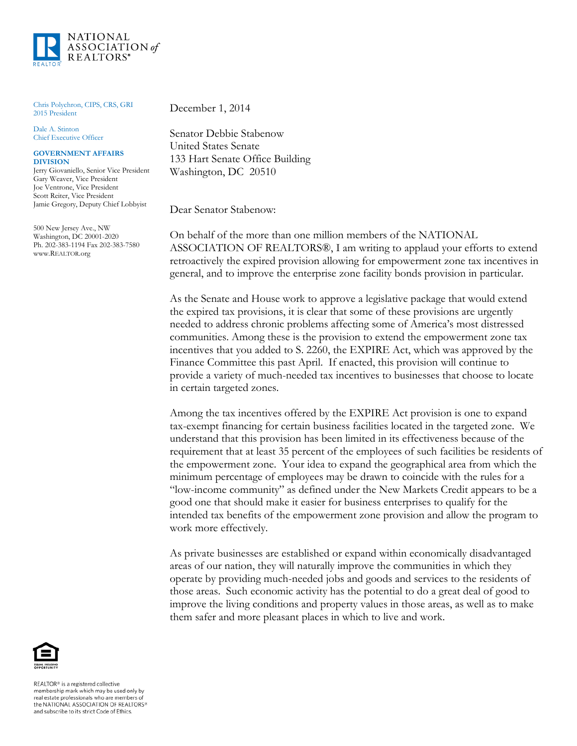NATIONAL ASSOCIATION *of* REALTORS®

Chris Polychron, CIPS, CRS, GRI
2015 President

Dale A. Stinton
Chief Executive Officer

**GOVERNMENT AFFAIRS DIVISION**
Jerry Giovaniello, Senior Vice President
Gary Weaver, Vice President
Joe Ventrone, Vice President
Scott Reiter, Vice President
Jamie Gregory, Deputy Chief Lobbyist

500 New Jersey Ave., NW
Washington, DC 20001-2020
Ph. 202-383-1194 Fax 202-383-7580
www.REALTOR.org

December 1, 2014

Senator Debbie Stabenow
United States Senate
133 Hart Senate Office Building
Washington, DC 20510

Dear Senator Stabenow:

On behalf of the more than one million members of the NATIONAL ASSOCIATION OF REALTORS®, I am writing to applaud your efforts to extend retroactively the expired provision allowing for empowerment zone tax incentives in general, and to improve the enterprise zone facility bonds provision in particular.

As the Senate and House work to approve a legislative package that would extend the expired tax provisions, it is clear that some of these provisions are urgently needed to address chronic problems affecting some of America's most distressed communities. Among these is the provision to extend the empowerment zone tax incentives that you added to S. 2260, the EXPIRE Act, which was approved by the Finance Committee this past April. If enacted, this provision will continue to provide a variety of much-needed tax incentives to businesses that choose to locate in certain targeted zones.

Among the tax incentives offered by the EXPIRE Act provision is one to expand tax-exempt financing for certain business facilities located in the targeted zone. We understand that this provision has been limited in its effectiveness because of the requirement that at least 35 percent of the employees of such facilities be residents of the empowerment zone. Your idea to expand the geographical area from which the minimum percentage of employees may be drawn to coincide with the rules for a "low-income community" as defined under the New Markets Credit appears to be a good one that should make it easier for business enterprises to qualify for the intended tax benefits of the empowerment zone provision and allow the program to work more effectively.

As private businesses are established or expand within economically disadvantaged areas of our nation, they will naturally improve the communities in which they operate by providing much-needed jobs and goods and services to the residents of those areas. Such economic activity has the potential to do a great deal of good to improve the living conditions and property values in those areas, as well as to make them safer and more pleasant places in which to live and work.

EQUAL HOUSING OPPORTUNITY

REALTOR® is a registered collective membership mark which may be used only by real estate professionals who are members of the NATIONAL ASSOCIATION OF REALTORS® and subscribe to its strict Code of Ethics.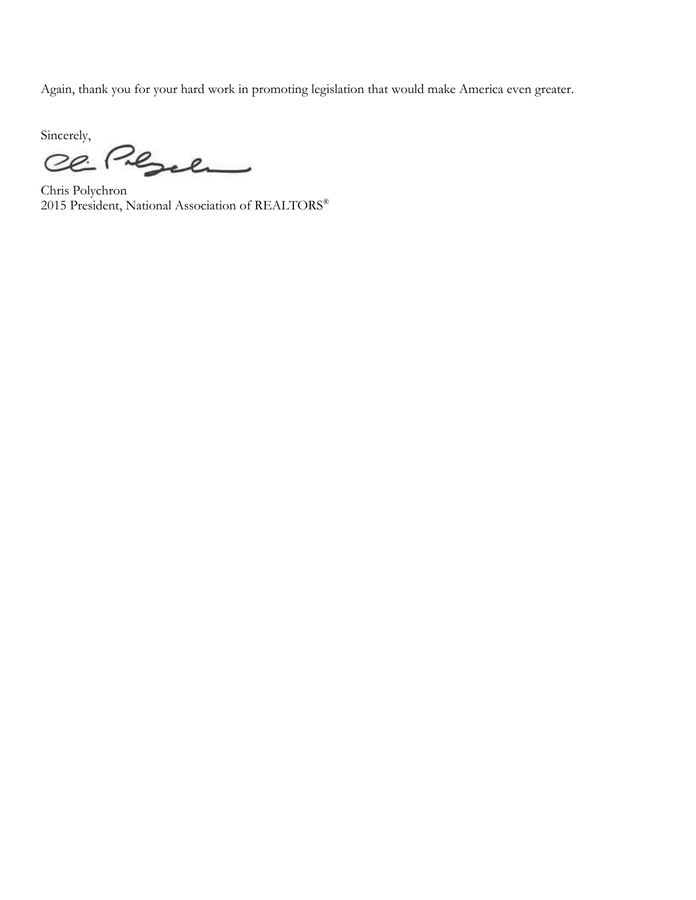Again, thank you for your hard work in promoting legislation that would make America even greater.

Sincerely,

Chris Polychron
2015 President, National Association of REALTORS®